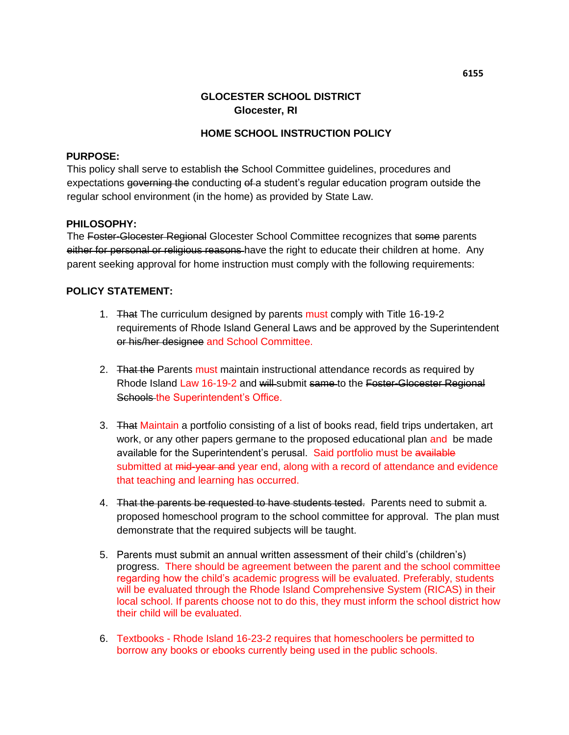6155

**GLOCESTER SCHOOL DISTRICT**
**Glocester, RI**

**HOME SCHOOL INSTRUCTION POLICY**

**PURPOSE:**
This policy shall serve to establish ~~the~~ School Committee guidelines, procedures and expectations ~~governing the~~ conducting ~~of~~ a student's regular education program outside the regular school environment (in the home) as provided by State Law.

**PHILOSOPHY:**
The ~~Foster-Glocester Regional~~ Glocester School Committee recognizes that ~~some~~ parents ~~either for personal or religious reasons~~ have the right to educate their children at home. Any parent seeking approval for home instruction must comply with the following requirements:

**POLICY STATEMENT:**

1. ~~That~~ The curriculum designed by parents must comply with Title 16-19-2 requirements of Rhode Island General Laws and be approved by the Superintendent ~~or his/her designee~~ and School Committee.

2. ~~That the~~ Parents must maintain instructional attendance records as required by Rhode Island Law 16-19-2 and ~~will~~ submit ~~same~~ to the ~~Foster-Glocester Regional Schools~~ the Superintendent's Office.

3. ~~That~~ Maintain a portfolio consisting of a list of books read, field trips undertaken, art work, or any other papers germane to the proposed educational plan and be made available for the Superintendent's perusal. Said portfolio must be ~~available~~ submitted at ~~mid-year and~~ year end, along with a record of attendance and evidence that teaching and learning has occurred.

4. ~~That the parents be requested to have students tested.~~ Parents need to submit a. proposed homeschool program to the school committee for approval. The plan must demonstrate that the required subjects will be taught.

5. Parents must submit an annual written assessment of their child's (children's) progress. There should be agreement between the parent and the school committee regarding how the child's academic progress will be evaluated. Preferably, students will be evaluated through the Rhode Island Comprehensive System (RICAS) in their local school. If parents choose not to do this, they must inform the school district how their child will be evaluated.

6. Textbooks - Rhode Island 16-23-2 requires that homeschoolers be permitted to borrow any books or ebooks currently being used in the public schools.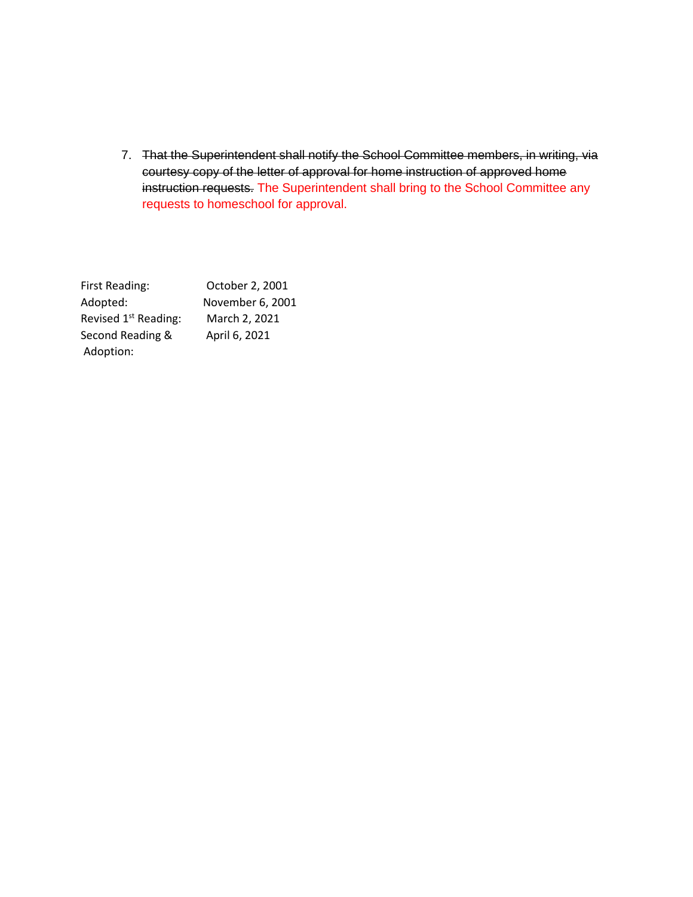7. ~~That the Superintendent shall notify the School Committee members, in writing, via courtesy copy of the letter of approval for home instruction of approved home instruction requests.~~ The Superintendent shall bring to the School Committee any requests to homeschool for approval.

| | |
|---|---|
| First Reading: | October 2, 2001 |
| Adopted: | November 6, 2001 |
| Revised 1st Reading: | March 2, 2021 |
| Second Reading & Adoption: | April 6, 2021 |